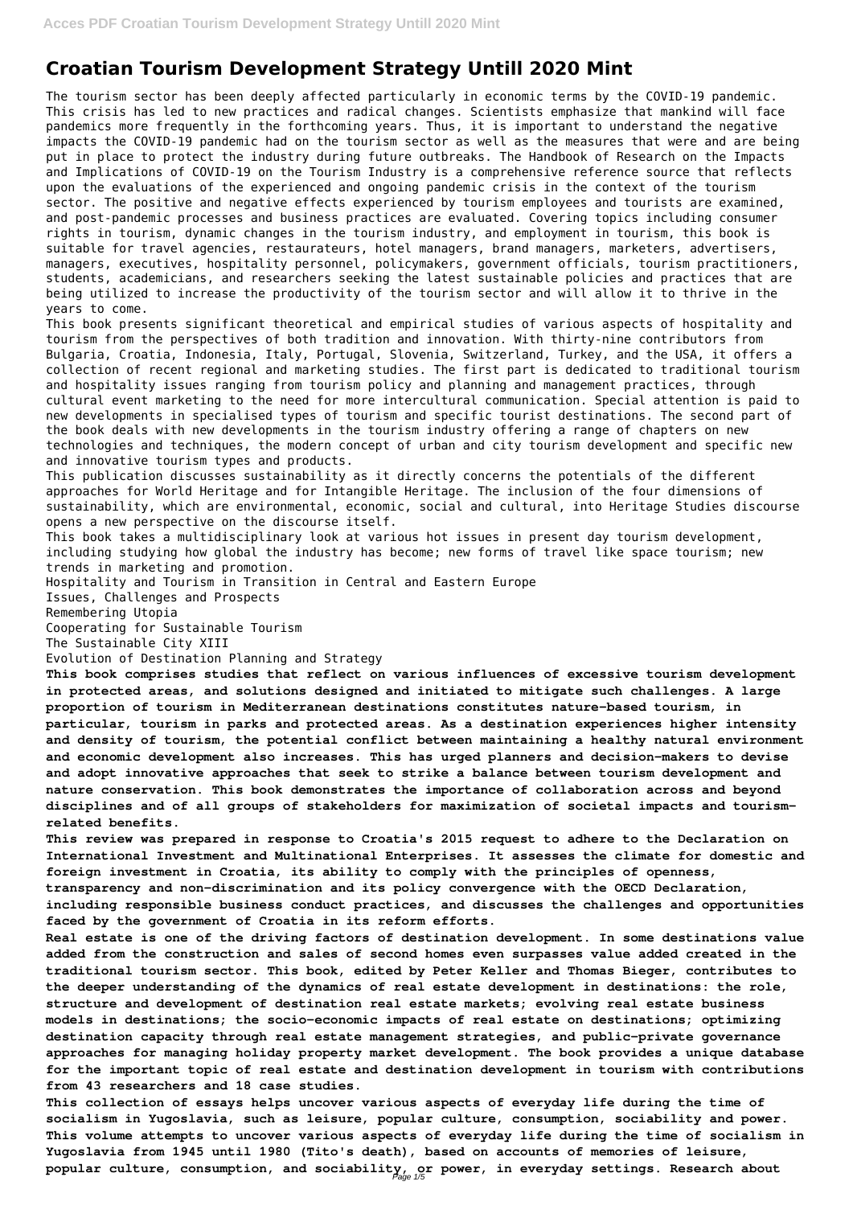# Croatian Tourism Development Strategy Untill 2020 Mint

The tourism sector has been deeply affected particularly in economic terms by the COVID-19 pandemic. This crisis has led to new practices and radical changes. Scientists emphasize that mankind will face pandemics more frequently in the forthcoming years. Thus, it is important to understand the negative impacts the COVID-19 pandemic had on the tourism sector as well as the measures that were and are being put in place to protect the industry during future outbreaks. The Handbook of Research on the Impacts and Implications of COVID-19 on the Tourism Industry is a comprehensive reference source that reflects upon the evaluations of the experienced and ongoing pandemic crisis in the context of the tourism sector. The positive and negative effects experienced by tourism employees and tourists are examined, and post-pandemic processes and business practices are evaluated. Covering topics including consumer rights in tourism, dynamic changes in the tourism industry, and employment in tourism, this book is suitable for travel agencies, restaurateurs, hotel managers, brand managers, marketers, advertisers, managers, executives, hospitality personnel, policymakers, government officials, tourism practitioners, students, academicians, and researchers seeking the latest sustainable policies and practices that are being utilized to increase the productivity of the tourism sector and will allow it to thrive in the years to come.

This book presents significant theoretical and empirical studies of various aspects of hospitality and tourism from the perspectives of both tradition and innovation. With thirty-nine contributors from Bulgaria, Croatia, Indonesia, Italy, Portugal, Slovenia, Switzerland, Turkey, and the USA, it offers a collection of recent regional and marketing studies. The first part is dedicated to traditional tourism and hospitality issues ranging from tourism policy and planning and management practices, through cultural event marketing to the need for more intercultural communication. Special attention is paid to new developments in specialised types of tourism and specific tourist destinations. The second part of the book deals with new developments in the tourism industry offering a range of chapters on new technologies and techniques, the modern concept of urban and city tourism development and specific new and innovative tourism types and products.

This publication discusses sustainability as it directly concerns the potentials of the different approaches for World Heritage and for Intangible Heritage. The inclusion of the four dimensions of sustainability, which are environmental, economic, social and cultural, into Heritage Studies discourse opens a new perspective on the discourse itself.

This book takes a multidisciplinary look at various hot issues in present day tourism development, including studying how global the industry has become; new forms of travel like space tourism; new trends in marketing and promotion.

Hospitality and Tourism in Transition in Central and Eastern Europe

Issues, Challenges and Prospects

Remembering Utopia

Cooperating for Sustainable Tourism

The Sustainable City XIII

Evolution of Destination Planning and Strategy

**This book comprises studies that reflect on various influences of excessive tourism development in protected areas, and solutions designed and initiated to mitigate such challenges. A large proportion of tourism in Mediterranean destinations constitutes nature-based tourism, in particular, tourism in parks and protected areas. As a destination experiences higher intensity and density of tourism, the potential conflict between maintaining a healthy natural environment and economic development also increases. This has urged planners and decision-makers to devise and adopt innovative approaches that seek to strike a balance between tourism development and nature conservation. This book demonstrates the importance of collaboration across and beyond disciplines and of all groups of stakeholders for maximization of societal impacts and tourism-related benefits.**

**This review was prepared in response to Croatia's 2015 request to adhere to the Declaration on International Investment and Multinational Enterprises. It assesses the climate for domestic and foreign investment in Croatia, its ability to comply with the principles of openness, transparency and non-discrimination and its policy convergence with the OECD Declaration, including responsible business conduct practices, and discusses the challenges and opportunities faced by the government of Croatia in its reform efforts.**

**Real estate is one of the driving factors of destination development. In some destinations value added from the construction and sales of second homes even surpasses value added created in the traditional tourism sector. This book, edited by Peter Keller and Thomas Bieger, contributes to the deeper understanding of the dynamics of real estate development in destinations: the role, structure and development of destination real estate markets; evolving real estate business models in destinations; the socio-economic impacts of real estate on destinations; optimizing destination capacity through real estate management strategies, and public-private governance approaches for managing holiday property market development. The book provides a unique database for the important topic of real estate and destination development in tourism with contributions from 43 researchers and 18 case studies.**

**This collection of essays helps uncover various aspects of everyday life during the time of socialism in Yugoslavia, such as leisure, popular culture, consumption, sociability and power. This volume attempts to uncover various aspects of everyday life during the time of socialism in Yugoslavia from 1945 until 1980 (Tito's death), based on accounts of memories of leisure, popular culture, consumption, and sociability, or power, in everyday settings. Research about**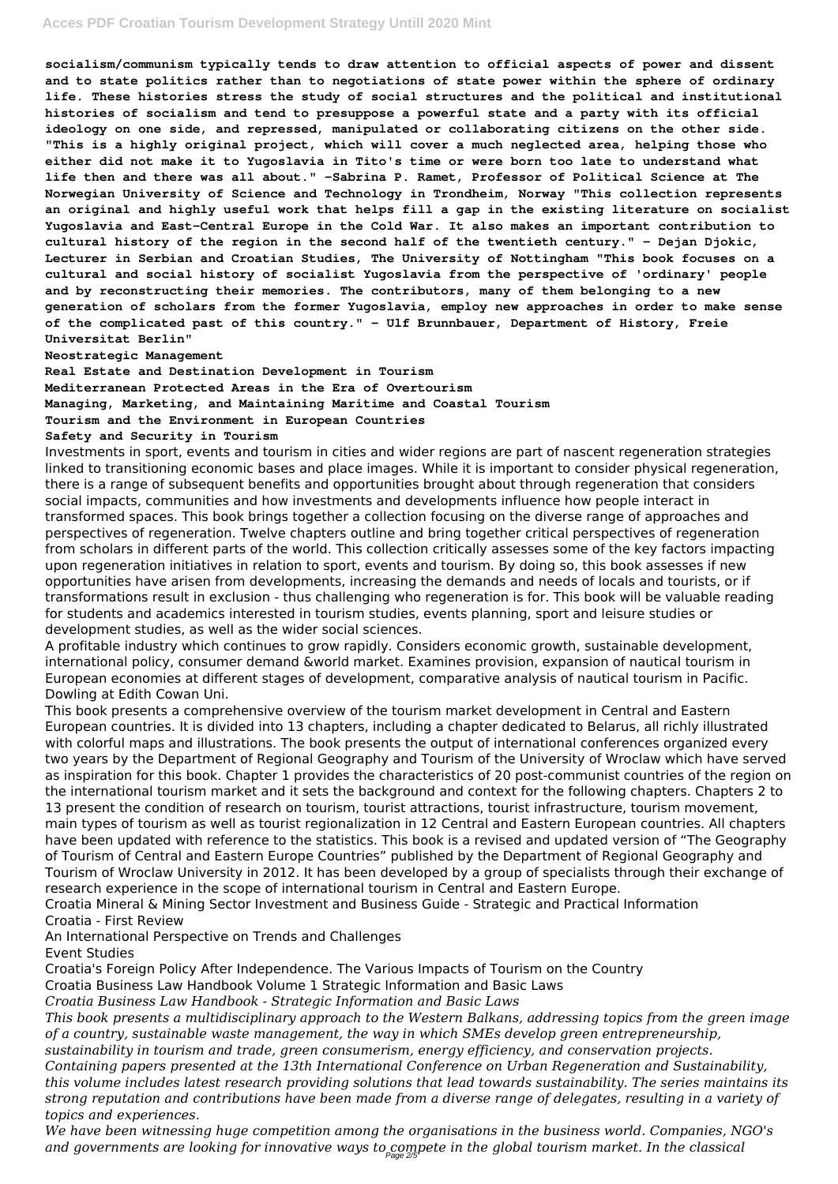**socialism/communism typically tends to draw attention to official aspects of power and dissent and to state politics rather than to negotiations of state power within the sphere of ordinary life. These histories stress the study of social structures and the political and institutional histories of socialism and tend to presuppose a powerful state and a party with its official ideology on one side, and repressed, manipulated or collaborating citizens on the other side. "This is a highly original project, which will cover a much neglected area, helping those who either did not make it to Yugoslavia in Tito's time or were born too late to understand what life then and there was all about." -Sabrina P. Ramet, Professor of Political Science at The Norwegian University of Science and Technology in Trondheim, Norway "This collection represents an original and highly useful work that helps fill a gap in the existing literature on socialist Yugoslavia and East-Central Europe in the Cold War. It also makes an important contribution to cultural history of the region in the second half of the twentieth century." - Dejan Djokic, Lecturer in Serbian and Croatian Studies, The University of Nottingham "This book focuses on a cultural and social history of socialist Yugoslavia from the perspective of 'ordinary' people and by reconstructing their memories. The contributors, many of them belonging to a new generation of scholars from the former Yugoslavia, employ new approaches in order to make sense of the complicated past of this country." - Ulf Brunnbauer, Department of History, Freie Universitat Berlin"**

**Neostrategic Management**

**Real Estate and Destination Development in Tourism**

**Mediterranean Protected Areas in the Era of Overtourism**

**Managing, Marketing, and Maintaining Maritime and Coastal Tourism**

**Tourism and the Environment in European Countries**

**Safety and Security in Tourism**

Investments in sport, events and tourism in cities and wider regions are part of nascent regeneration strategies linked to transitioning economic bases and place images. While it is important to consider physical regeneration, there is a range of subsequent benefits and opportunities brought about through regeneration that considers social impacts, communities and how investments and developments influence how people interact in transformed spaces. This book brings together a collection focusing on the diverse range of approaches and perspectives of regeneration. Twelve chapters outline and bring together critical perspectives of regeneration from scholars in different parts of the world. This collection critically assesses some of the key factors impacting upon regeneration initiatives in relation to sport, events and tourism. By doing so, this book assesses if new opportunities have arisen from developments, increasing the demands and needs of locals and tourists, or if transformations result in exclusion - thus challenging who regeneration is for. This book will be valuable reading for students and academics interested in tourism studies, events planning, sport and leisure studies or development studies, as well as the wider social sciences.

A profitable industry which continues to grow rapidly. Considers economic growth, sustainable development, international policy, consumer demand &world market. Examines provision, expansion of nautical tourism in European economies at different stages of development, comparative analysis of nautical tourism in Pacific. Dowling at Edith Cowan Uni.

This book presents a comprehensive overview of the tourism market development in Central and Eastern European countries. It is divided into 13 chapters, including a chapter dedicated to Belarus, all richly illustrated with colorful maps and illustrations. The book presents the output of international conferences organized every two years by the Department of Regional Geography and Tourism of the University of Wroclaw which have served as inspiration for this book. Chapter 1 provides the characteristics of 20 post-communist countries of the region on the international tourism market and it sets the background and context for the following chapters. Chapters 2 to 13 present the condition of research on tourism, tourist attractions, tourist infrastructure, tourism movement, main types of tourism as well as tourist regionalization in 12 Central and Eastern European countries. All chapters have been updated with reference to the statistics. This book is a revised and updated version of "The Geography of Tourism of Central and Eastern Europe Countries" published by the Department of Regional Geography and Tourism of Wroclaw University in 2012. It has been developed by a group of specialists through their exchange of research experience in the scope of international tourism in Central and Eastern Europe.

Croatia Mineral & Mining Sector Investment and Business Guide - Strategic and Practical Information

Croatia - First Review

An International Perspective on Trends and Challenges

Event Studies

Croatia's Foreign Policy After Independence. The Various Impacts of Tourism on the Country

Croatia Business Law Handbook Volume 1 Strategic Information and Basic Laws

*Croatia Business Law Handbook - Strategic Information and Basic Laws*

*This book presents a multidisciplinary approach to the Western Balkans, addressing topics from the green image of a country, sustainable waste management, the way in which SMEs develop green entrepreneurship, sustainability in tourism and trade, green consumerism, energy efficiency, and conservation projects. Containing papers presented at the 13th International Conference on Urban Regeneration and Sustainability, this volume includes latest research providing solutions that lead towards sustainability. The series maintains its strong reputation and contributions have been made from a diverse range of delegates, resulting in a variety of topics and experiences.*

*We have been witnessing huge competition among the organisations in the business world. Companies, NGO's and governments are looking for innovative ways to compete in the global tourism market. In the classical*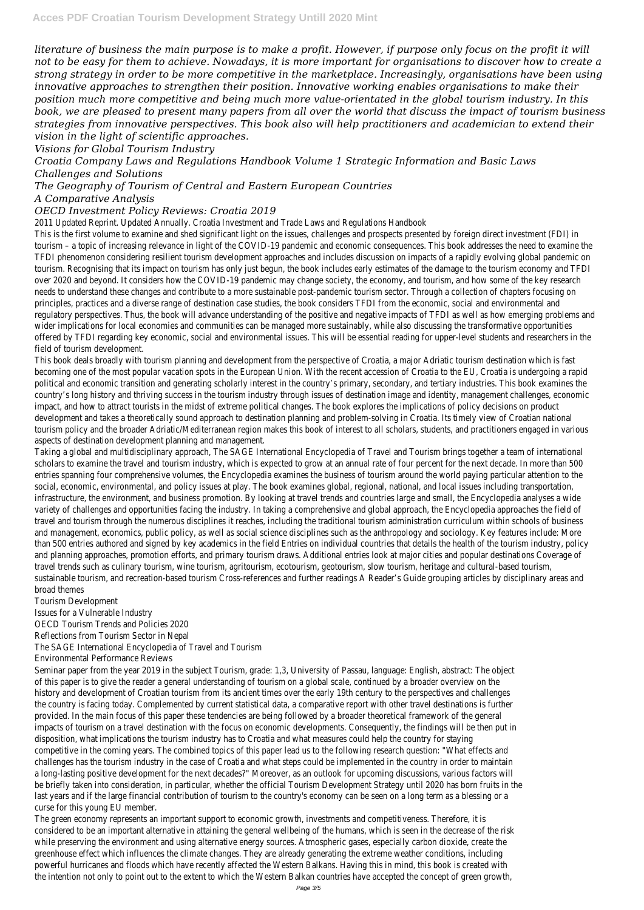*literature of business the main purpose is to make a profit. However, if purpose only focus on the profit it will not to be easy for them to achieve. Nowadays, it is more important for organisations to discover how to create a strong strategy in order to be more competitive in the marketplace. Increasingly, organisations have been using innovative approaches to strengthen their position. Innovative working enables organisations to make their position much more competitive and being much more value-orientated in the global tourism industry. In this book, we are pleased to present many papers from all over the world that discuss the impact of tourism business strategies from innovative perspectives. This book also will help practitioners and academician to extend their vision in the light of scientific approaches.*

*Visions for Global Tourism Industry*

*Croatia Company Laws and Regulations Handbook Volume 1 Strategic Information and Basic Laws*

*Challenges and Solutions*

*The Geography of Tourism of Central and Eastern European Countries*

*A Comparative Analysis*

*OECD Investment Policy Reviews: Croatia 2019*

2011 Updated Reprint. Updated Annually. Croatia Investment and Trade Laws and Regulations Handbook

This is the first volume to examine and shed significant light on the issues, challenges and prospects presented by foreign direct investment (FDI) in tourism – a topic of increasing relevance in light of the COVID-19 pandemic and economic consequences. This book addresses the need to examine the TFDI phenomenon considering resilient tourism development approaches and includes discussion on impacts of a rapidly evolving global pandemic on tourism. Recognising that its impact on tourism has only just begun, the book includes early estimates of the damage to the tourism economy and TFDI over 2020 and beyond. It considers how the COVID-19 pandemic may change society, the economy, and tourism, and how some of the key research needs to understand these changes and contribute to a more sustainable post-pandemic tourism sector. Through a collection of chapters focusing on principles, practices and a diverse range of destination case studies, the book considers TFDI from the economic, social and environmental and regulatory perspectives. Thus, the book will advance understanding of the positive and negative impacts of TFDI as well as how emerging problems and wider implications for local economies and communities can be managed more sustainably, while also discussing the transformative opportunities offered by TFDI regarding key economic, social and environmental issues. This will be essential reading for upper-level students and researchers in the field of tourism development.

This book deals broadly with tourism planning and development from the perspective of Croatia, a major Adriatic tourism destination which is fast becoming one of the most popular vacation spots in the European Union. With the recent accession of Croatia to the EU, Croatia is undergoing a rapid political and economic transition and generating scholarly interest in the country's primary, secondary, and tertiary industries. This book examines the country's long history and thriving success in the tourism industry through issues of destination image and identity, management challenges, economic impact, and how to attract tourists in the midst of extreme political changes. The book explores the implications of policy decisions on product development and takes a theoretically sound approach to destination planning and problem-solving in Croatia. Its timely view of Croatian national tourism policy and the broader Adriatic/Mediterranean region makes this book of interest to all scholars, students, and practitioners engaged in various aspects of destination development planning and management.

Taking a global and multidisciplinary approach, The SAGE International Encyclopedia of Travel and Tourism brings together a team of international scholars to examine the travel and tourism industry, which is expected to grow at an annual rate of four percent for the next decade. In more than 500 entries spanning four comprehensive volumes, the Encyclopedia examines the business of tourism around the world paying particular attention to the social, economic, environmental, and policy issues at play. The book examines global, regional, national, and local issues including transportation, infrastructure, the environment, and business promotion. By looking at travel trends and countries large and small, the Encyclopedia analyses a wide variety of challenges and opportunities facing the industry. In taking a comprehensive and global approach, the Encyclopedia approaches the field of travel and tourism through the numerous disciplines it reaches, including the traditional tourism administration curriculum within schools of business and management, economics, public policy, as well as social science disciplines such as the anthropology and sociology. Key features include: More than 500 entries authored and signed by key academics in the field Entries on individual countries that details the health of the tourism industry, policy and planning approaches, promotion efforts, and primary tourism draws. Additional entries look at major cities and popular destinations Coverage of travel trends such as culinary tourism, wine tourism, agritourism, ecotourism, geotourism, slow tourism, heritage and cultural-based tourism, sustainable tourism, and recreation-based tourism Cross-references and further readings A Reader's Guide grouping articles by disciplinary areas and broad themes

Tourism Development

Issues for a Vulnerable Industry

OECD Tourism Trends and Policies 2020

Reflections from Tourism Sector in Nepal

The SAGE International Encyclopedia of Travel and Tourism

Environmental Performance Reviews

Seminar paper from the year 2019 in the subject Tourism, grade: 1,3, University of Passau, language: English, abstract: The object of this paper is to give the reader a general understanding of tourism on a global scale, continued by a broader overview on the history and development of Croatian tourism from its ancient times over the early 19th century to the perspectives and challenges the country is facing today. Complemented by current statistical data, a comparative report with other travel destinations is further provided. In the main focus of this paper these tendencies are being followed by a broader theoretical framework of the general impacts of tourism on a travel destination with the focus on economic developments. Consequently, the findings will be then put in disposition, what implications the tourism industry has to Croatia and what measures could help the country for staying competitive in the coming years. The combined topics of this paper lead us to the following research question: "What effects and challenges has the tourism industry in the case of Croatia and what steps could be implemented in the country in order to maintain a long-lasting positive development for the next decades?" Moreover, as an outlook for upcoming discussions, various factors will be briefly taken into consideration, in particular, whether the official Tourism Development Strategy until 2020 has born fruits in the last years and if the large financial contribution of tourism to the country's economy can be seen on a long term as a blessing or a curse for this young EU member.

The green economy represents an important support to economic growth, investments and competitiveness. Therefore, it is considered to be an important alternative in attaining the general wellbeing of the humans, which is seen in the decrease of the risk while preserving the environment and using alternative energy sources. Atmospheric gases, especially carbon dioxide, create the greenhouse effect which influences the climate changes. They are already generating the extreme weather conditions, including powerful hurricanes and floods which have recently affected the Western Balkans. Having this in mind, this book is created with the intention not only to point out to the extent to which the Western Balkan countries have accepted the concept of green growth,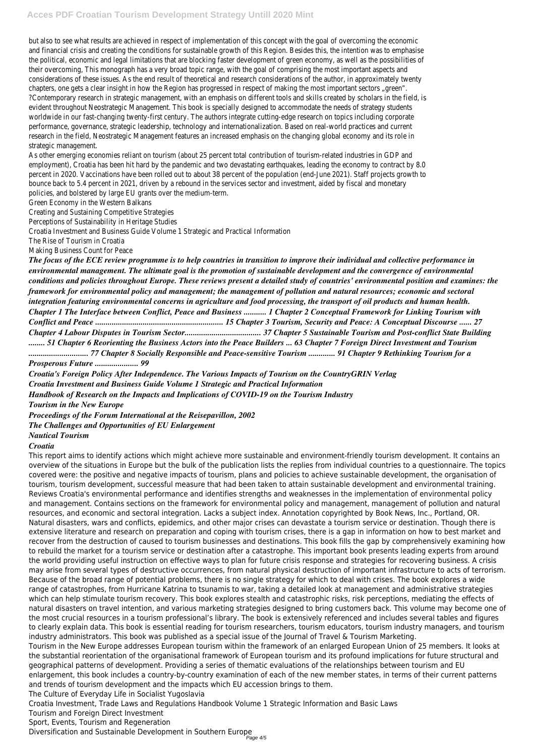but also to see what results are achieved in respect of implementation of this concept with the goal of overcoming the economic and financial crisis and creating the conditions for sustainable growth of this Region. Besides this, the intention was to emphasise the political, economic and legal limitations that are blocking faster development of green economy, as well as the possibilities of their overcoming, This monograph has a very broad topic range, with the goal of comprising the most important aspects and considerations of these issues. As the end result of theoretical and research considerations of the author, in approximately twenty chapters, one gets a clear insight in how the Region has progressed in respect of making the most important sectors „green".
?Contemporary research in strategic management, with an emphasis on different tools and skills created by scholars in the field, is evident throughout Neostrategic Management. This book is specially designed to accommodate the needs of strategy students worldwide in our fast-changing twenty-first century. The authors integrate cutting-edge research on topics including corporate performance, governance, strategic leadership, technology and internationalization. Based on real-world practices and current research in the field, Neostrategic Management features an increased emphasis on the changing global economy and its role in strategic management.
As other emerging economies reliant on tourism (about 25 percent total contribution of tourism-related industries in GDP and employment), Croatia has been hit hard by the pandemic and two devastating earthquakes, leading the economy to contract by 8.0 percent in 2020. Vaccinations have been rolled out to about 38 percent of the population (end-June 2021). Staff projects growth to bounce back to 5.4 percent in 2021, driven by a rebound in the services sector and investment, aided by fiscal and monetary policies, and bolstered by large EU grants over the medium-term.
Green Economy in the Western Balkans
Creating and Sustaining Competitive Strategies
Perceptions of Sustainability in Heritage Studies
Croatia Investment and Business Guide Volume 1 Strategic and Practical Information
The Rise of Tourism in Croatia
Making Business Count for Peace

***The focus of the ECE review programme is to help countries in transition to improve their individual and collective performance in environmental management. The ultimate goal is the promotion of sustainable development and the convergence of environmental conditions and policies throughout Europe. These reviews present a detailed study of countries' environmental position and examines: the framework for environmental policy and management; the management of pollution and natural resources; economic and sectoral integration featuring environmental concerns in agriculture and food processing, the transport of oil products and human health. Chapter 1 The Interface between Conflict, Peace and Business ........... 1 Chapter 2 Conceptual Framework for Linking Tourism with Conflict and Peace .............................................................. 15 Chapter 3 Tourism, Security and Peace: A Conceptual Discourse ...... 27 Chapter 4 Labour Disputes in Tourism Sector..................................... 37 Chapter 5 Sustainable Tourism and Post-conflict State Building ........ 51 Chapter 6 Reorienting the Business Actors into the Peace Builders ... 63 Chapter 7 Foreign Direct Investment and Tourism ............................ 77 Chapter 8 Socially Responsible and Peace-sensitive Tourism ............ 91 Chapter 9 Rethinking Tourism for a Prosperous Future ..................... 99***
***Croatia's Foreign Policy After Independence. The Various Impacts of Tourism on the CountryGRIN Verlag***
***Croatia Investment and Business Guide Volume 1 Strategic and Practical Information***
***Handbook of Research on the Impacts and Implications of COVID-19 on the Tourism Industry***
***Tourism in the New Europe***
***Proceedings of the Forum International at the Reisepavillon, 2002***
***The Challenges and Opportunities of EU Enlargement***
***Nautical Tourism***
***Croatia***

This report aims to identify actions which might achieve more sustainable and environment-friendly tourism development. It contains an overview of the situations in Europe but the bulk of the publication lists the replies from individual countries to a questionnaire. The topics covered were: the positive and negative impacts of tourism, plans and policies to achieve sustainable development, the organisation of tourism, tourism development, successful measure that had been taken to attain sustainable development and environmental training.
Reviews Croatia's environmental performance and identifies strengths and weaknesses in the implementation of environmental policy and management. Contains sections on the framework for environmental policy and management, management of pollution and natural resources, and economic and sectoral integration. Lacks a subject index. Annotation copyrighted by Book News, Inc., Portland, OR.
Natural disasters, wars and conflicts, epidemics, and other major crises can devastate a tourism service or destination. Though there is extensive literature and research on preparation and coping with tourism crises, there is a gap in information on how to best market and recover from the destruction of caused to tourism businesses and destinations. This book fills the gap by comprehensively examining how to rebuild the market for a tourism service or destination after a catastrophe. This important book presents leading experts from around the world providing useful instruction on effective ways to plan for future crisis response and strategies for recovering business. A crisis may arise from several types of destructive occurrences, from natural physical destruction of important infrastructure to acts of terrorism. Because of the broad range of potential problems, there is no single strategy for which to deal with crises. The book explores a wide range of catastrophes, from Hurricane Katrina to tsunamis to war, taking a detailed look at management and administrative strategies which can help stimulate tourism recovery. This book explores stealth and catastrophic risks, risk perceptions, mediating the effects of natural disasters on travel intention, and various marketing strategies designed to bring customers back. This volume may become one of the most crucial resources in a tourism professional's library. The book is extensively referenced and includes several tables and figures to clearly explain data. This book is essential reading for tourism researchers, tourism educators, tourism industry managers, and tourism industry administrators. This book was published as a special issue of the Journal of Travel & Tourism Marketing.
Tourism in the New Europe addresses European tourism within the framework of an enlarged European Union of 25 members. It looks at the substantial reorientation of the organisational framework of European tourism and its profound implications for future structural and geographical patterns of development. Providing a series of thematic evaluations of the relationships between tourism and EU enlargement, this book includes a country-by-country examination of each of the new member states, in terms of their current patterns and trends of tourism development and the impacts which EU accession brings to them.
The Culture of Everyday Life in Socialist Yugoslavia
Croatia Investment, Trade Laws and Regulations Handbook Volume 1 Strategic Information and Basic Laws
Tourism and Foreign Direct Investment
Sport, Events, Tourism and Regeneration
Diversification and Sustainable Development in Southern Europe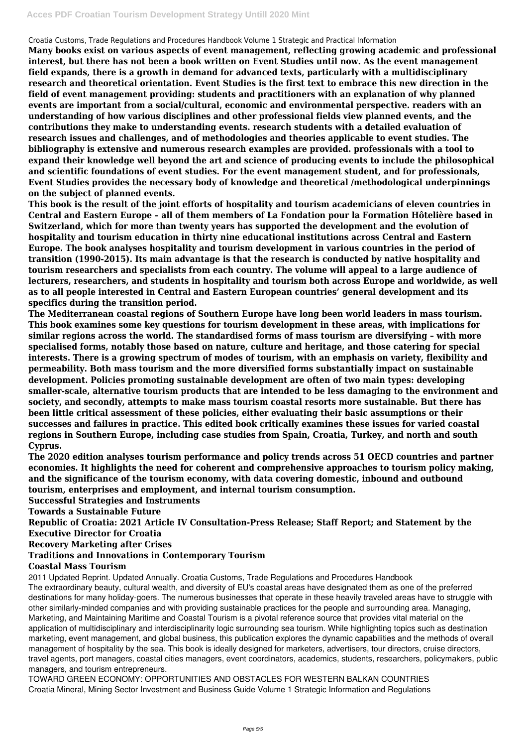Croatia Customs, Trade Regulations and Procedures Handbook Volume 1 Strategic and Practical Information

**Many books exist on various aspects of event management, reflecting growing academic and professional interest, but there has not been a book written on Event Studies until now. As the event management field expands, there is a growth in demand for advanced texts, particularly with a multidisciplinary research and theoretical orientation. Event Studies is the first text to embrace this new direction in the field of event management providing: students and practitioners with an explanation of why planned events are important from a social/cultural, economic and environmental perspective. readers with an understanding of how various disciplines and other professional fields view planned events, and the contributions they make to understanding events. research students with a detailed evaluation of research issues and challenges, and of methodologies and theories applicable to event studies. The bibliography is extensive and numerous research examples are provided. professionals with a tool to expand their knowledge well beyond the art and science of producing events to include the philosophical and scientific foundations of event studies. For the event management student, and for professionals, Event Studies provides the necessary body of knowledge and theoretical /methodological underpinnings on the subject of planned events.**

**This book is the result of the joint efforts of hospitality and tourism academicians of eleven countries in Central and Eastern Europe – all of them members of La Fondation pour la Formation Hôtelière based in Switzerland, which for more than twenty years has supported the development and the evolution of hospitality and tourism education in thirty nine educational institutions across Central and Eastern Europe. The book analyses hospitality and tourism development in various countries in the period of transition (1990-2015). Its main advantage is that the research is conducted by native hospitality and tourism researchers and specialists from each country. The volume will appeal to a large audience of lecturers, researchers, and students in hospitality and tourism both across Europe and worldwide, as well as to all people interested in Central and Eastern European countries' general development and its specifics during the transition period.**

**The Mediterranean coastal regions of Southern Europe have long been world leaders in mass tourism. This book examines some key questions for tourism development in these areas, with implications for similar regions across the world. The standardised forms of mass tourism are diversifying – with more specialised forms, notably those based on nature, culture and heritage, and those catering for special interests. There is a growing spectrum of modes of tourism, with an emphasis on variety, flexibility and permeability. Both mass tourism and the more diversified forms substantially impact on sustainable development. Policies promoting sustainable development are often of two main types: developing smaller-scale, alternative tourism products that are intended to be less damaging to the environment and society, and secondly, attempts to make mass tourism coastal resorts more sustainable. But there has been little critical assessment of these policies, either evaluating their basic assumptions or their successes and failures in practice. This edited book critically examines these issues for varied coastal regions in Southern Europe, including case studies from Spain, Croatia, Turkey, and north and south Cyprus.**

**The 2020 edition analyses tourism performance and policy trends across 51 OECD countries and partner economies. It highlights the need for coherent and comprehensive approaches to tourism policy making, and the significance of the tourism economy, with data covering domestic, inbound and outbound tourism, enterprises and employment, and internal tourism consumption.**

**Successful Strategies and Instruments**

**Towards a Sustainable Future**

**Republic of Croatia: 2021 Article IV Consultation-Press Release; Staff Report; and Statement by the Executive Director for Croatia**

**Recovery Marketing after Crises**

**Traditions and Innovations in Contemporary Tourism**

**Coastal Mass Tourism**

2011 Updated Reprint. Updated Annually. Croatia Customs, Trade Regulations and Procedures Handbook

The extraordinary beauty, cultural wealth, and diversity of EU's coastal areas have designated them as one of the preferred destinations for many holiday-goers. The numerous businesses that operate in these heavily traveled areas have to struggle with other similarly-minded companies and with providing sustainable practices for the people and surrounding area. Managing, Marketing, and Maintaining Maritime and Coastal Tourism is a pivotal reference source that provides vital material on the application of multidisciplinary and interdisciplinarity logic surrounding sea tourism. While highlighting topics such as destination marketing, event management, and global business, this publication explores the dynamic capabilities and the methods of overall management of hospitality by the sea. This book is ideally designed for marketers, advertisers, tour directors, cruise directors, travel agents, port managers, coastal cities managers, event coordinators, academics, students, researchers, policymakers, public managers, and tourism entrepreneurs.

TOWARD GREEN ECONOMY: OPPORTUNITIES AND OBSTACLES FOR WESTERN BALKAN COUNTRIES

Croatia Mineral, Mining Sector Investment and Business Guide Volume 1 Strategic Information and Regulations